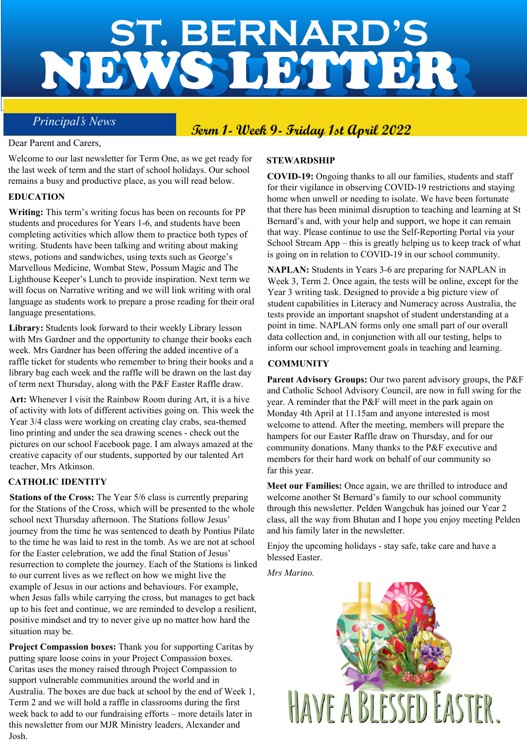# ST. BERNARD'S NEWSLETTER

## *Principal's News*

**Term 1- Week 9- Friday 1st April 2022**

Dear Parent and Carers,

Welcome to our last newsletter for Term One, as we get ready for the last week of term and the start of school holidays. Our school remains a busy and productive place, as you will read below.

### EDUCATION

**Writing:** This term's writing focus has been on recounts for PP students and procedures for Years 1-6, and students have been completing activities which allow them to practice both types of writing. Students have been talking and writing about making stews, potions and sandwiches, using texts such as George's Marvellous Medicine, Wombat Stew, Possum Magic and The Lighthouse Keeper's Lunch to provide inspiration. Next term we will focus on Narrative writing and we will link writing with oral language as students work to prepare a prose reading for their oral language presentations.

**Library:** Students look forward to their weekly Library lesson with Mrs Gardner and the opportunity to change their books each week. Mrs Gardner has been offering the added incentive of a raffle ticket for students who remember to bring their books and a library bag each week and the raffle will be drawn on the last day of term next Thursday, along with the P&F Easter Raffle draw.

**Art:** Whenever I visit the Rainbow Room during Art, it is a hive of activity with lots of different activities going on. This week the Year 3/4 class were working on creating clay crabs, sea-themed lino printing and under the sea drawing scenes - check out the pictures on our school Facebook page. I am always amazed at the creative capacity of our students, supported by our talented Art teacher, Mrs Atkinson.

### CATHOLIC IDENTITY

**Stations of the Cross:** The Year 5/6 class is currently preparing for the Stations of the Cross, which will be presented to the whole school next Thursday afternoon. The Stations follow Jesus' journey from the time he was sentenced to death by Pontius Pilate to the time he was laid to rest in the tomb. As we are not at school for the Easter celebration, we add the final Station of Jesus' resurrection to complete the journey. Each of the Stations is linked to our current lives as we reflect on how we might live the example of Jesus in our actions and behaviours. For example, when Jesus falls while carrying the cross, but manages to get back up to his feet and continue, we are reminded to develop a resilient, positive mindset and try to never give up no matter how hard the situation may be.

**Project Compassion boxes:** Thank you for supporting Caritas by putting spare loose coins in your Project Compassion boxes. Caritas uses the money raised through Project Compassion to support vulnerable communities around the world and in Australia. The boxes are due back at school by the end of Week 1, Term 2 and we will hold a raffle in classrooms during the first week back to add to our fundraising efforts – more details later in this newsletter from our MJR Ministry leaders, Alexander and Josh.

### STEWARDSHIP

**COVID-19:** Ongoing thanks to all our families, students and staff for their vigilance in observing COVID-19 restrictions and staying home when unwell or needing to isolate. We have been fortunate that there has been minimal disruption to teaching and learning at St Bernard's and, with your help and support, we hope it can remain that way. Please continue to use the Self-Reporting Portal via your School Stream App – this is greatly helping us to keep track of what is going on in relation to COVID-19 in our school community.

**NAPLAN:** Students in Years 3-6 are preparing for NAPLAN in Week 3, Term 2. Once again, the tests will be online, except for the Year 3 writing task. Designed to provide a big picture view of student capabilities in Literacy and Numeracy across Australia, the tests provide an important snapshot of student understanding at a point in time. NAPLAN forms only one small part of our overall data collection and, in conjunction with all our testing, helps to inform our school improvement goals in teaching and learning.

### COMMUNITY

**Parent Advisory Groups:** Our two parent advisory groups, the P&F and Catholic School Advisory Council, are now in full swing for the year. A reminder that the P&F will meet in the park again on Monday 4th April at 11.15am and anyone interested is most welcome to attend. After the meeting, members will prepare the hampers for our Easter Raffle draw on Thursday, and for our community donations. Many thanks to the P&F executive and members for their hard work on behalf of our community so far this year.

**Meet our Families:** Once again, we are thrilled to introduce and welcome another St Bernard's family to our school community through this newsletter. Pelden Wangchuk has joined our Year 2 class, all the way from Bhutan and I hope you enjoy meeting Pelden and his family later in the newsletter.

Enjoy the upcoming holidays - stay safe, take care and have a blessed Easter.

*Mrs Marino.*

HAVE A BLESSED EASTER.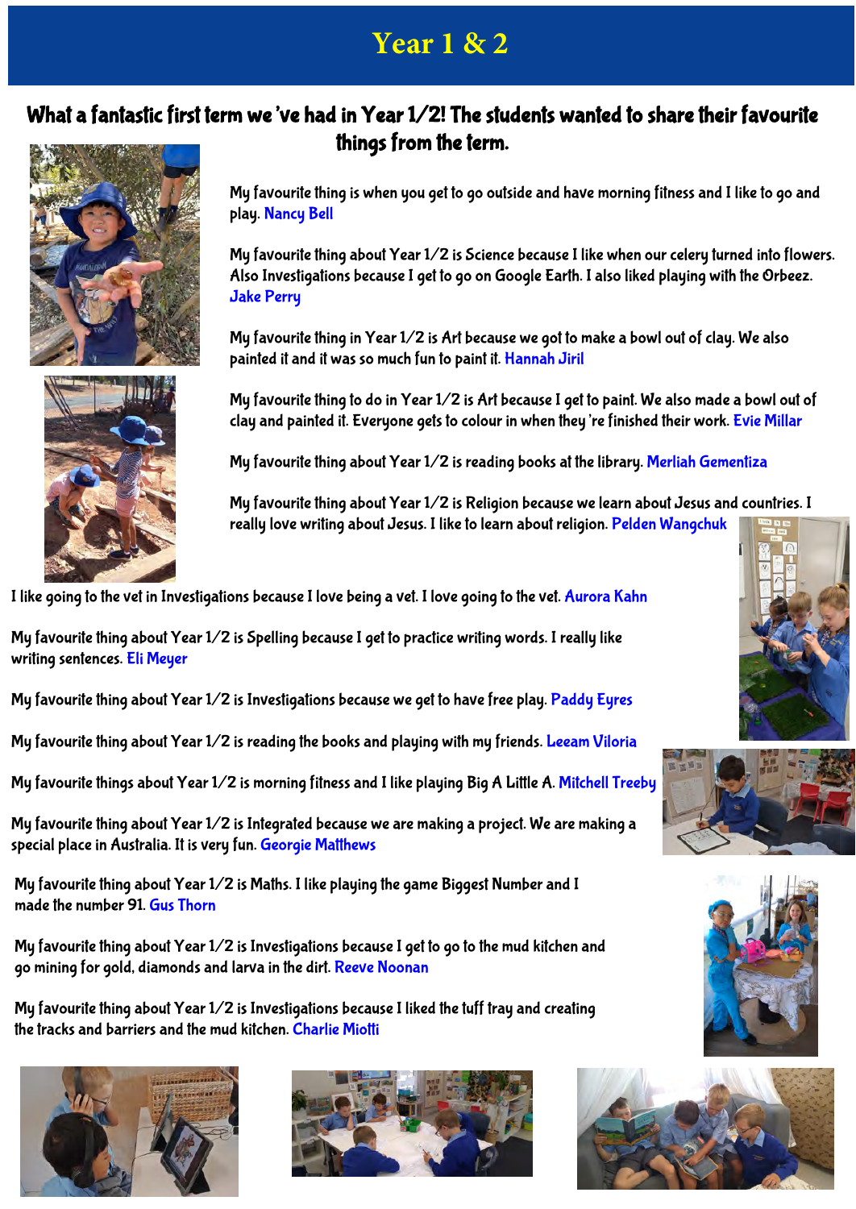# Year 1 & 2

## What a fantastic first term we've had in Year 1/2! The students wanted to share their favourite things from the term.

My favourite thing is when you get to go outside and have morning fitness and I like to go and play. Nancy Bell

My favourite thing about Year 1/2 is Science because I like when our celery turned into flowers. Also Investigations because I get to go on Google Earth. I also liked playing with the Orbeez. Jake Perry

My favourite thing in Year 1/2 is Art because we got to make a bowl out of clay. We also painted it and it was so much fun to paint it. Hannah Jiril

My favourite thing to do in Year 1/2 is Art because I get to paint. We also made a bowl out of clay and painted it. Everyone gets to colour in when they're finished their work. Evie Millar

My favourite thing about Year 1/2 is reading books at the library. Merliah Gementiza

My favourite thing about Year 1/2 is Religion because we learn about Jesus and countries. I really love writing about Jesus. I like to learn about religion. Pelden Wangchuk

I like going to the vet in Investigations because I love being a vet. I love going to the vet. Aurora Kahn

My favourite thing about Year 1/2 is Spelling because I get to practice writing words. I really like writing sentences. Eli Meyer

My favourite thing about Year 1/2 is Investigations because we get to have free play. Paddy Eyres

My favourite thing about Year 1/2 is reading the books and playing with my friends. Leeam Viloria

My favourite things about Year 1/2 is morning fitness and I like playing Big A Little A. Mitchell Treeby

My favourite thing about Year 1/2 is Integrated because we are making a project. We are making a special place in Australia. It is very fun. Georgie Matthews

My favourite thing about Year 1/2 is Maths. I like playing the game Biggest Number and I made the number 91. Gus Thorn

My favourite thing about Year 1/2 is Investigations because I get to go to the mud kitchen and go mining for gold, diamonds and larva in the dirt. Reeve Noonan

My favourite thing about Year 1/2 is Investigations because I liked the tuff tray and creating the tracks and barriers and the mud kitchen. Charlie Miotti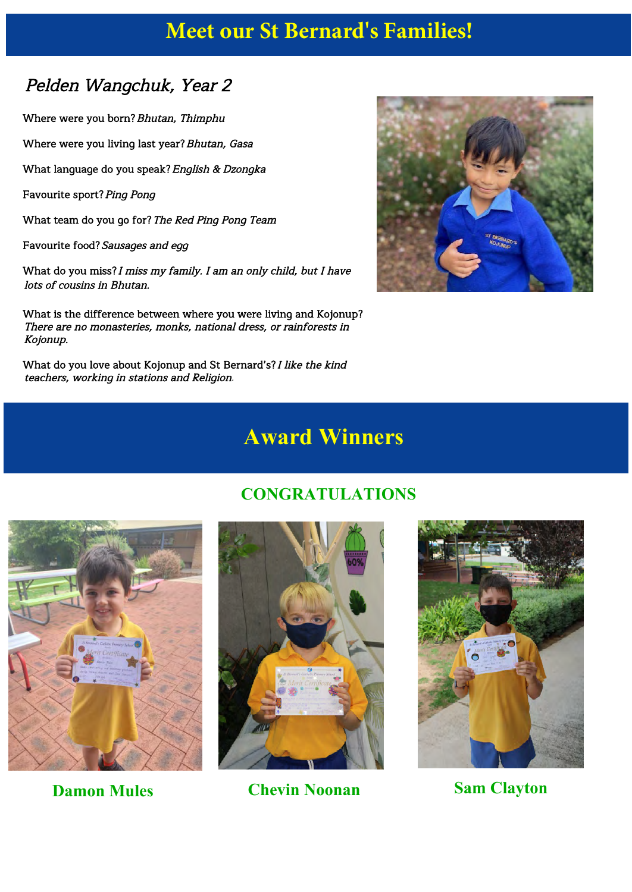# Meet our St Bernard's Families!

## *Pelden Wangchuk, Year 2*

Where were you born? *Bhutan, Thimphu*

Where were you living last year? *Bhutan, Gasa*

What language do you speak? *English & Dzongka*

Favourite sport? *Ping Pong*

What team do you go for? *The Red Ping Pong Team*

Favourite food? *Sausages and egg*

What do you miss? *I miss my family. I am an only child, but I have lots of cousins in Bhutan.*

What is the difference between where you were living and Kojonup? *There are no monasteries, monks, national dress, or rainforests in Kojonup.*

What do you love about Kojonup and St Bernard's? *I like the kind teachers, working in stations and Religion.*

# Award Winners

## CONGRATULATIONS

**Damon Mules**

**Chevin Noonan**

**Sam Clayton**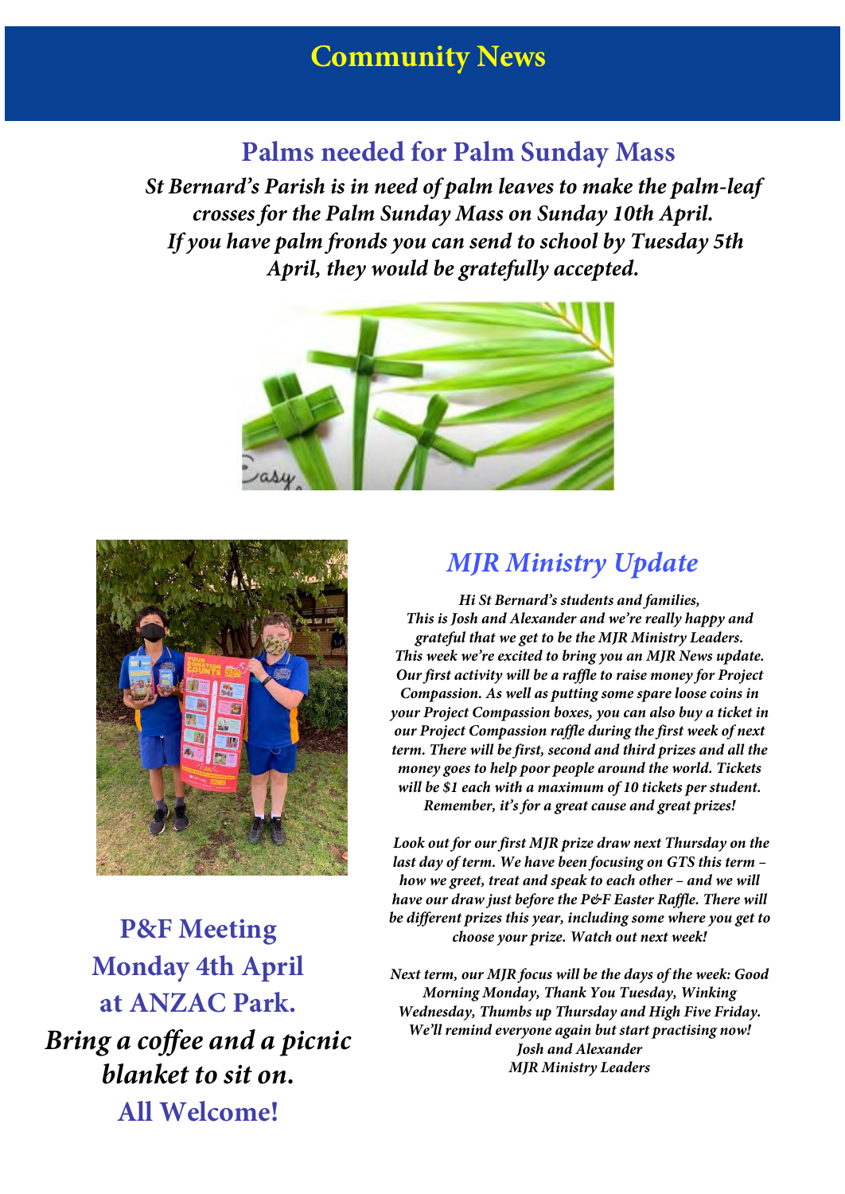# Community News

## Palms needed for Palm Sunday Mass

***St Bernard's Parish is in need of palm leaves to make the palm-leaf crosses for the Palm Sunday Mass on Sunday 10th April. If you have palm fronds you can send to school by Tuesday 5th April, they would be gratefully accepted.***

## *MJR Ministry Update*

***Hi St Bernard's students and families,***
***This is Josh and Alexander and we're really happy and grateful that we get to be the MJR Ministry Leaders. This week we're excited to bring you an MJR News update. Our first activity will be a raffle to raise money for Project Compassion. As well as putting some spare loose coins in your Project Compassion boxes, you can also buy a ticket in our Project Compassion raffle during the first week of next term. There will be first, second and third prizes and all the money goes to help poor people around the world. Tickets will be $1 each with a maximum of 10 tickets per student. Remember, it's for a great cause and great prizes!***

***Look out for our first MJR prize draw next Thursday on the last day of term. We have been focusing on GTS this term – how we greet, treat and speak to each other – and we will have our draw just before the P&F Easter Raffle. There will be different prizes this year, including some where you get to choose your prize. Watch out next week!***

***Next term, our MJR focus will be the days of the week: Good Morning Monday, Thank You Tuesday, Winking Wednesday, Thumbs up Thursday and High Five Friday. We'll remind everyone again but start practising now!***
***Josh and Alexander***
***MJR Ministry Leaders***

## P&F Meeting
## Monday 4th April
## at ANZAC Park.

***Bring a coffee and a picnic blanket to sit on.***

**All Welcome!**